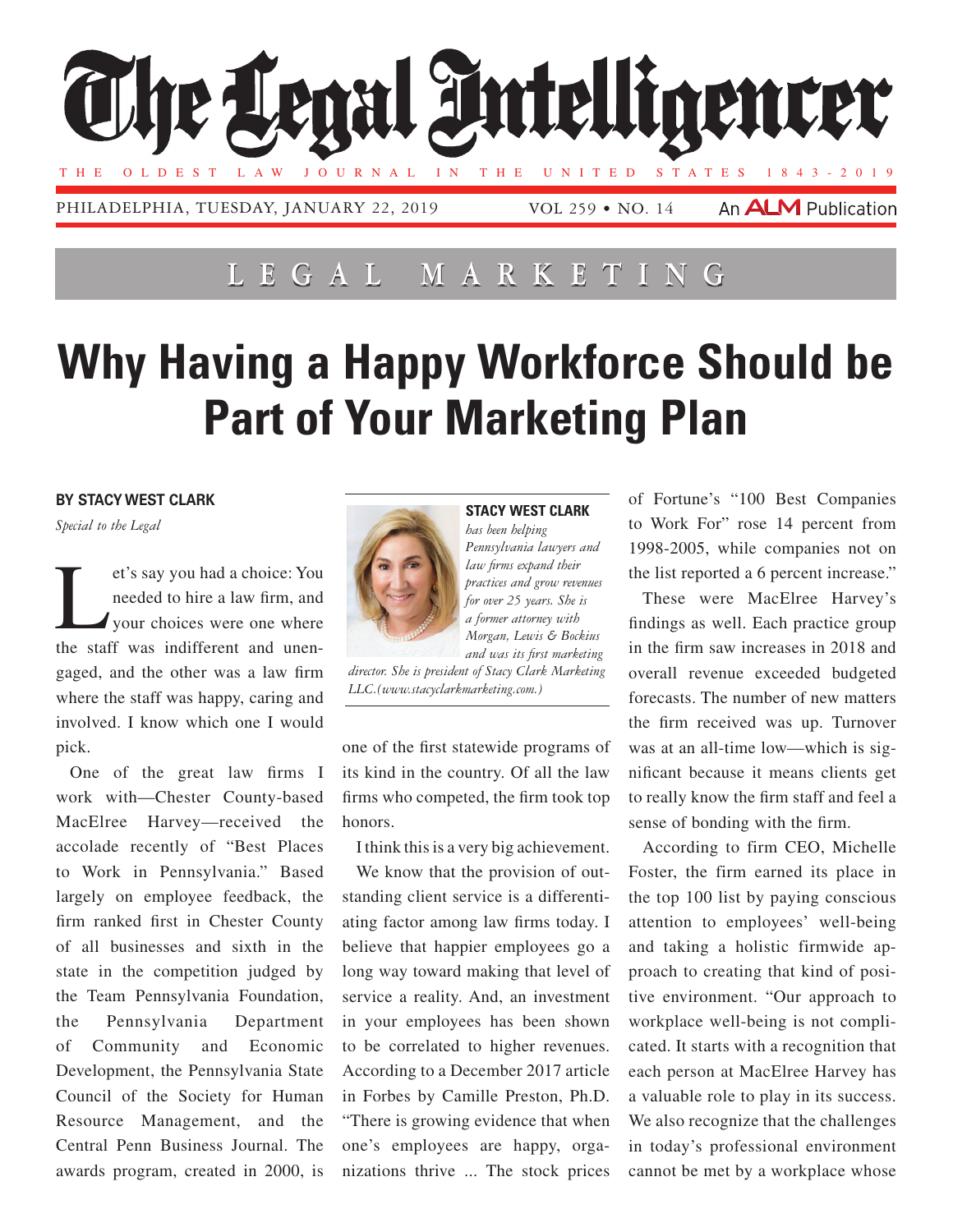# The Legal Intelligencer

THE OLDEST LAW JOURNAL IN THE UNITED STATES 1843-2019

PHILADELPHIA, TUESDAY, JANUARY 22, 2019 VOL 259 • NO. 14 An ALM Publication

LEGAL MARKETING

# Why Having a Happy Workforce Should be Part of Your Marketing Plan

**BY STACY WEST CLARK**

*Special to the Legal*

Let's say you had a choice: You needed to hire a law firm, and your choices were one where the staff was indifferent and unengaged, and the other was a law firm where the staff was happy, caring and involved. I know which one I would pick.

One of the great law firms I work with—Chester County-based MacElree Harvey—received the accolade recently of "Best Places to Work in Pennsylvania." Based largely on employee feedback, the firm ranked first in Chester County of all businesses and sixth in the state in the competition judged by the Team Pennsylvania Foundation, the Pennsylvania Department of Community and Economic Development, the Pennsylvania State Council of the Society for Human Resource Management, and the Central Penn Business Journal. The awards program, created in 2000, is one of the first statewide programs of its kind in the country. Of all the law firms who competed, the firm took top honors.

**STACY WEST CLARK** *has been helping Pennsylvania lawyers and law firms expand their practices and grow revenues for over 25 years. She is a former attorney with Morgan, Lewis & Bockius and was its first marketing director. She is president of Stacy Clark Marketing LLC.(www.stacyclarkmarketing.com.)*

I think this is a very big achievement.

We know that the provision of outstanding client service is a differentiating factor among law firms today. I believe that happier employees go a long way toward making that level of service a reality. And, an investment in your employees has been shown to be correlated to higher revenues. According to a December 2017 article in Forbes by Camille Preston, Ph.D. "There is growing evidence that when one's employees are happy, organizations thrive ... The stock prices of Fortune's "100 Best Companies to Work For" rose 14 percent from 1998-2005, while companies not on the list reported a 6 percent increase."

These were MacElree Harvey's findings as well. Each practice group in the firm saw increases in 2018 and overall revenue exceeded budgeted forecasts. The number of new matters the firm received was up. Turnover was at an all-time low—which is significant because it means clients get to really know the firm staff and feel a sense of bonding with the firm.

According to firm CEO, Michelle Foster, the firm earned its place in the top 100 list by paying conscious attention to employees' well-being and taking a holistic firmwide approach to creating that kind of positive environment. "Our approach to workplace well-being is not complicated. It starts with a recognition that each person at MacElree Harvey has a valuable role to play in its success. We also recognize that the challenges in today's professional environment cannot be met by a workplace whose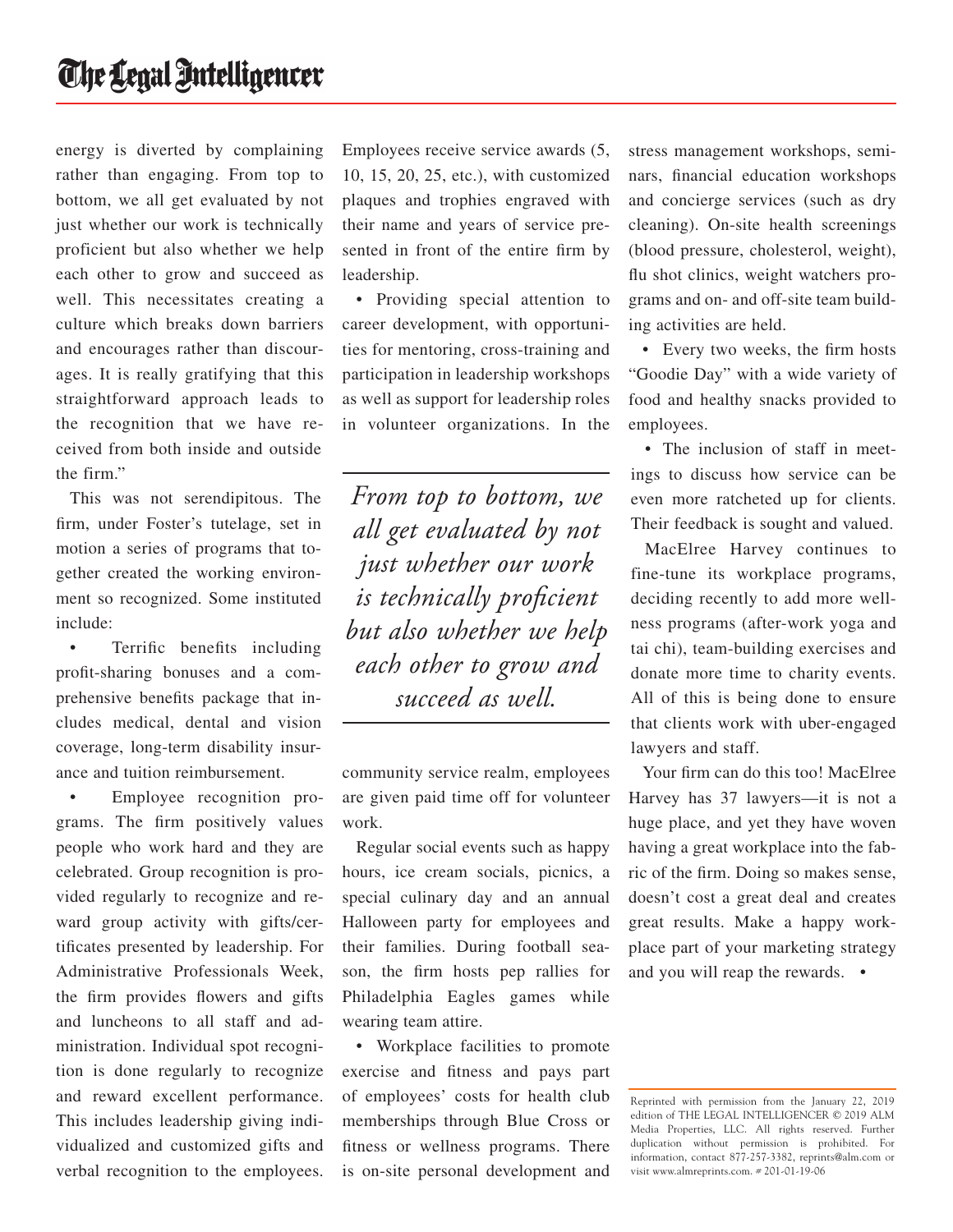energy is diverted by complaining rather than engaging. From top to bottom, we all get evaluated by not just whether our work is technically proficient but also whether we help each other to grow and succeed as well. This necessitates creating a culture which breaks down barriers and encourages rather than discourages. It is really gratifying that this straightforward approach leads to the recognition that we have received from both inside and outside the firm."

This was not serendipitous. The firm, under Foster's tutelage, set in motion a series of programs that together created the working environment so recognized. Some instituted include:

- Terrific benefits including profit-sharing bonuses and a comprehensive benefits package that includes medical, dental and vision coverage, long-term disability insurance and tuition reimbursement.
- Employee recognition programs. The firm positively values people who work hard and they are celebrated. Group recognition is provided regularly to recognize and reward group activity with gifts/certificates presented by leadership. For Administrative Professionals Week, the firm provides flowers and gifts and luncheons to all staff and administration. Individual spot recognition is done regularly to recognize and reward excellent performance. This includes leadership giving individualized and customized gifts and verbal recognition to the employees. Employees receive service awards (5, 10, 15, 20, 25, etc.), with customized plaques and trophies engraved with their name and years of service presented in front of the entire firm by leadership.
- Providing special attention to career development, with opportunities for mentoring, cross-training and participation in leadership workshops as well as support for leadership roles in volunteer organizations. In the community service realm, employees are given paid time off for volunteer work.

*From top to bottom, we all get evaluated by not just whether our work is technically proficient but also whether we help each other to grow and succeed as well.*

Regular social events such as happy hours, ice cream socials, picnics, a special culinary day and an annual Halloween party for employees and their families. During football season, the firm hosts pep rallies for Philadelphia Eagles games while wearing team attire.

- Workplace facilities to promote exercise and fitness and pays part of employees' costs for health club memberships through Blue Cross or fitness or wellness programs. There is on-site personal development and stress management workshops, seminars, financial education workshops and concierge services (such as dry cleaning). On-site health screenings (blood pressure, cholesterol, weight), flu shot clinics, weight watchers programs and on- and off-site team building activities are held.
- Every two weeks, the firm hosts "Goodie Day" with a wide variety of food and healthy snacks provided to employees.
- The inclusion of staff in meetings to discuss how service can be even more ratcheted up for clients. Their feedback is sought and valued.

MacElree Harvey continues to fine-tune its workplace programs, deciding recently to add more wellness programs (after-work yoga and tai chi), team-building exercises and donate more time to charity events. All of this is being done to ensure that clients work with uber-engaged lawyers and staff.

Your firm can do this too! MacElree Harvey has 37 lawyers—it is not a huge place, and yet they have woven having a great workplace into the fabric of the firm. Doing so makes sense, doesn't cost a great deal and creates great results. Make a happy workplace part of your marketing strategy and you will reap the rewards. •

Reprinted with permission from the January 22, 2019 edition of THE LEGAL INTELLIGENCER © 2019 ALM Media Properties, LLC. All rights reserved. Further duplication without permission is prohibited. For information, contact 877-257-3382, reprints@alm.com or visit www.almreprints.com. # 201-01-19-06